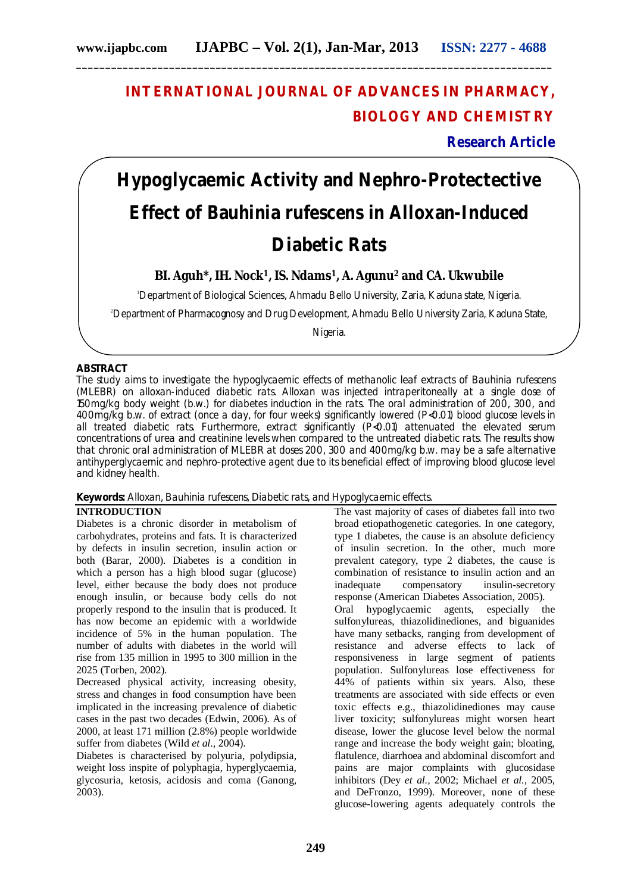INTERNATIONAL JOURNAL OF ADVANCES IN PHARMACY, BIOLOGY AND CHEMISTRY

**Research Article**

# Hypoglycaemic Activity and Nephro-Protectective Effect of Bauhinia rufescens in Alloxan-Induced Diabetic Rats

**BI. Aguh*, IH. Nock[1], IS. Ndams[1], A. Agunu[2] and CA. Ukwubile**

[1]Department of Biological Sciences, Ahmadu Bello University, Zaria, Kaduna state, Nigeria.

[2]Department of Pharmacognosy and Drug Development, Ahmadu Bello University Zaria, Kaduna State, Nigeria.

## ABSTRACT

The study aims to investigate the hypoglycaemic effects of methanolic leaf extracts of Bauhinia rufescens (MLEBR) on alloxan-induced diabetic rats. Alloxan was injected intraperitoneally at a single dose of 150mg/kg body weight (b.w.) for diabetes induction in the rats. The oral administration of 200, 300, and 400mg/kg b.w. of extract (once a day, for four weeks) significantly lowered ($P<0.01$) blood glucose levels in all treated diabetic rats. Furthermore, extract significantly ($P<0.01$) attenuated the elevated serum concentrations of urea and creatinine levels when compared to the untreated diabetic rats. The results show that chronic oral administration of MLEBR at doses 200, 300 and 400mg/kg b.w. may be a safe alternative antihyperglycaemic and nephro-protective agent due to its beneficial effect of improving blood glucose level and kidney health.

**Keywords:** Alloxan, Bauhinia rufescens, Diabetic rats, and Hypoglycaemic effects.

## INTRODUCTION

Diabetes is a chronic disorder in metabolism of carbohydrates, proteins and fats. It is characterized by defects in insulin secretion, insulin action or both (Barar, 2000). Diabetes is a condition in which a person has a high blood sugar (glucose) level, either because the body does not produce enough insulin, or because body cells do not properly respond to the insulin that is produced. It has now become an epidemic with a worldwide incidence of 5% in the human population. The number of adults with diabetes in the world will rise from 135 million in 1995 to 300 million in the 2025 (Torben, 2002).

Decreased physical activity, increasing obesity, stress and changes in food consumption have been implicated in the increasing prevalence of diabetic cases in the past two decades (Edwin, 2006). As of 2000, at least 171 million (2.8%) people worldwide suffer from diabetes (Wild *et al.*, 2004).

Diabetes is characterised by polyuria, polydipsia, weight loss inspite of polyphagia, hyperglycaemia, glycosuria, ketosis, acidosis and coma (Ganong, 2003).

The vast majority of cases of diabetes fall into two broad etiopathogenetic categories. In one category, type 1 diabetes, the cause is an absolute deficiency of insulin secretion. In the other, much more prevalent category, type 2 diabetes, the cause is combination of resistance to insulin action and an inadequate compensatory insulin-secretory response (American Diabetes Association, 2005).

Oral hypoglycaemic agents, especially the sulfonylureas, thiazolidinediones, and biguanides have many setbacks, ranging from development of resistance and adverse effects to lack of responsiveness in large segment of patients population. Sulfonylureas lose effectiveness for 44% of patients within six years. Also, these treatments are associated with side effects or even toxic effects e.g., thiazolidinediones may cause liver toxicity; sulfonylureas might worsen heart disease, lower the glucose level below the normal range and increase the body weight gain; bloating, flatulence, diarrhoea and abdominal discomfort and pains are major complaints with glucosidase inhibitors (Dey *et al.*, 2002; Michael *et al.*, 2005, and DeFronzo, 1999). Moreover, none of these glucose-lowering agents adequately controls the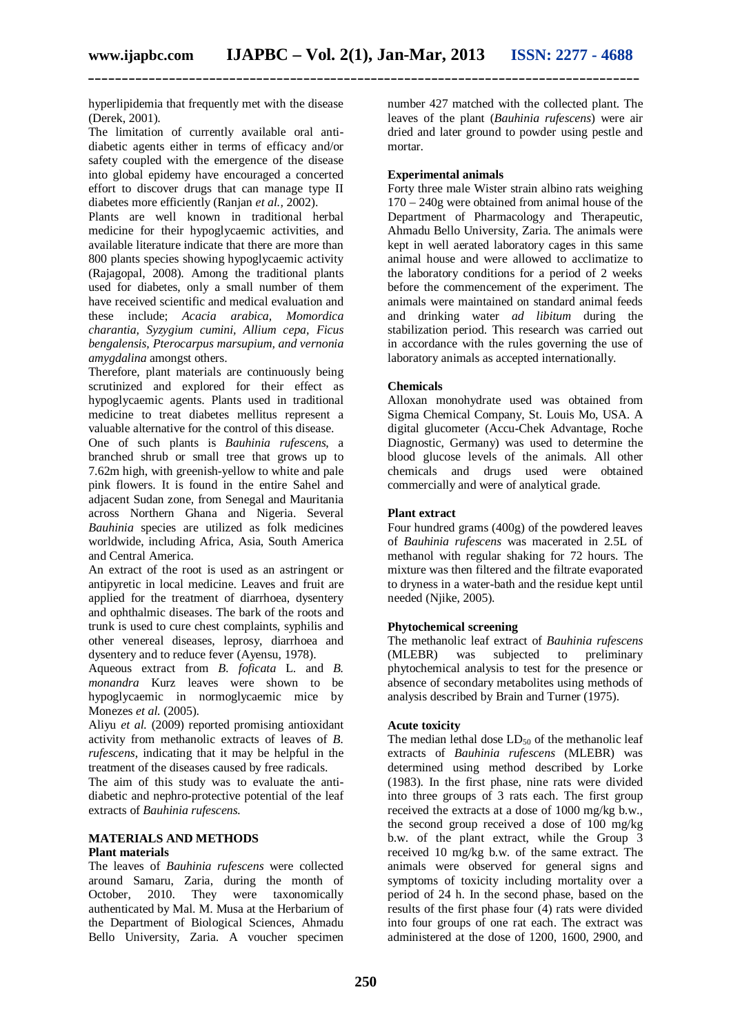hyperlipidemia that frequently met with the disease (Derek, 2001).

The limitation of currently available oral anti-diabetic agents either in terms of efficacy and/or safety coupled with the emergence of the disease into global epidemy have encouraged a concerted effort to discover drugs that can manage type II diabetes more efficiently (Ranjan *et al.,* 2002).

Plants are well known in traditional herbal medicine for their hypoglycaemic activities, and available literature indicate that there are more than 800 plants species showing hypoglycaemic activity (Rajagopal, 2008). Among the traditional plants used for diabetes, only a small number of them have received scientific and medical evaluation and these include; *Acacia arabica, Momordica charantia, Syzygium cumini, Allium cepa, Ficus bengalensis, Pterocarpus marsupium, and vernonia amygdalina* amongst others.

Therefore, plant materials are continuously being scrutinized and explored for their effect as hypoglycaemic agents. Plants used in traditional medicine to treat diabetes mellitus represent a valuable alternative for the control of this disease.

One of such plants is *Bauhinia rufescens*, a branched shrub or small tree that grows up to 7.62m high, with greenish-yellow to white and pale pink flowers. It is found in the entire Sahel and adjacent Sudan zone, from Senegal and Mauritania across Northern Ghana and Nigeria. Several *Bauhinia* species are utilized as folk medicines worldwide, including Africa, Asia, South America and Central America.

An extract of the root is used as an astringent or antipyretic in local medicine. Leaves and fruit are applied for the treatment of diarrhoea, dysentery and ophthalmic diseases. The bark of the roots and trunk is used to cure chest complaints, syphilis and other venereal diseases, leprosy, diarrhoea and dysentery and to reduce fever (Ayensu, 1978).

Aqueous extract from *B. foficata* L. and *B. monandra* Kurz leaves were shown to be hypoglycaemic in normoglycaemic mice by Monezes *et al.* (2005).

Aliyu *et al.* (2009) reported promising antioxidant activity from methanolic extracts of leaves of *B. rufescens*, indicating that it may be helpful in the treatment of the diseases caused by free radicals.

The aim of this study was to evaluate the anti-diabetic and nephro-protective potential of the leaf extracts of *Bauhinia rufescens.*

## MATERIALS AND METHODS

### Plant materials

The leaves of *Bauhinia rufescens* were collected around Samaru, Zaria, during the month of October, 2010. They were taxonomically authenticated by Mal. M. Musa at the Herbarium of the Department of Biological Sciences, Ahmadu Bello University, Zaria. A voucher specimen number 427 matched with the collected plant. The leaves of the plant (*Bauhinia rufescens*) were air dried and later ground to powder using pestle and mortar.

### Experimental animals

Forty three male Wister strain albino rats weighing 170 – 240g were obtained from animal house of the Department of Pharmacology and Therapeutic, Ahmadu Bello University, Zaria. The animals were kept in well aerated laboratory cages in this same animal house and were allowed to acclimatize to the laboratory conditions for a period of 2 weeks before the commencement of the experiment. The animals were maintained on standard animal feeds and drinking water *ad libitum* during the stabilization period. This research was carried out in accordance with the rules governing the use of laboratory animals as accepted internationally.

### Chemicals

Alloxan monohydrate used was obtained from Sigma Chemical Company, St. Louis Mo, USA. A digital glucometer (Accu-Chek Advantage, Roche Diagnostic, Germany) was used to determine the blood glucose levels of the animals. All other chemicals and drugs used were obtained commercially and were of analytical grade.

### Plant extract

Four hundred grams (400g) of the powdered leaves of *Bauhinia rufescens* was macerated in 2.5L of methanol with regular shaking for 72 hours. The mixture was then filtered and the filtrate evaporated to dryness in a water-bath and the residue kept until needed (Njike, 2005).

### Phytochemical screening

The methanolic leaf extract of *Bauhinia rufescens* (MLEBR) was subjected to preliminary phytochemical analysis to test for the presence or absence of secondary metabolites using methods of analysis described by Brain and Turner (1975).

### Acute toxicity

The median lethal dose $LD_{50}$ of the methanolic leaf extracts of *Bauhinia rufescens* (MLEBR) was determined using method described by Lorke (1983). In the first phase, nine rats were divided into three groups of 3 rats each. The first group received the extracts at a dose of 1000 mg/kg b.w., the second group received a dose of 100 mg/kg b.w. of the plant extract, while the Group 3 received 10 mg/kg b.w. of the same extract. The animals were observed for general signs and symptoms of toxicity including mortality over a period of 24 h. In the second phase, based on the results of the first phase four (4) rats were divided into four groups of one rat each. The extract was administered at the dose of 1200, 1600, 2900, and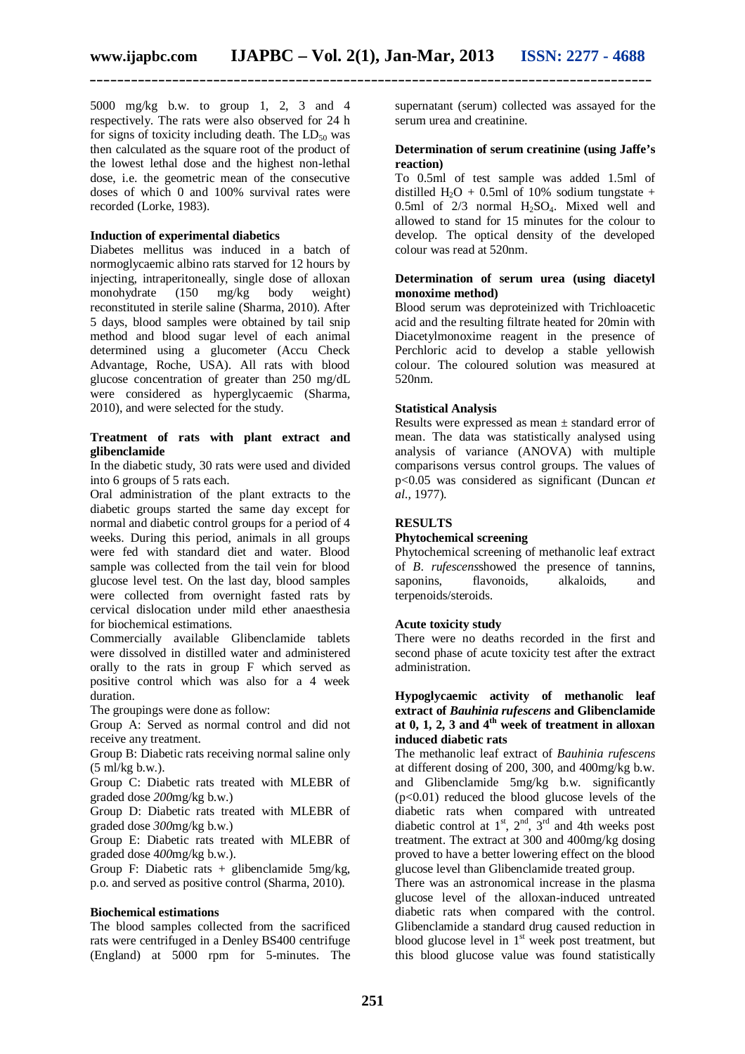5000 mg/kg b.w. to group 1, 2, 3 and 4 respectively. The rats were also observed for 24 h for signs of toxicity including death. The $LD_{50}$ was then calculated as the square root of the product of the lowest lethal dose and the highest non-lethal dose, i.e. the geometric mean of the consecutive doses of which 0 and 100% survival rates were recorded (Lorke, 1983).

**Induction of experimental diabetics**

Diabetes mellitus was induced in a batch of normoglycaemic albino rats starved for 12 hours by injecting, intraperitoneally, single dose of alloxan monohydrate (150 mg/kg body weight) reconstituted in sterile saline (Sharma, 2010). After 5 days, blood samples were obtained by tail snip method and blood sugar level of each animal determined using a glucometer (Accu Check Advantage, Roche, USA). All rats with blood glucose concentration of greater than 250 mg/dL were considered as hyperglycaemic (Sharma, 2010), and were selected for the study.

**Treatment of rats with plant extract and glibenclamide**

In the diabetic study, 30 rats were used and divided into 6 groups of 5 rats each.

Oral administration of the plant extracts to the diabetic groups started the same day except for normal and diabetic control groups for a period of 4 weeks. During this period, animals in all groups were fed with standard diet and water. Blood sample was collected from the tail vein for blood glucose level test. On the last day, blood samples were collected from overnight fasted rats by cervical dislocation under mild ether anaesthesia for biochemical estimations.

Commercially available Glibenclamide tablets were dissolved in distilled water and administered orally to the rats in group F which served as positive control which was also for a 4 week duration.

The groupings were done as follow:

Group A: Served as normal control and did not receive any treatment.

Group B: Diabetic rats receiving normal saline only (5 ml/kg b.w.).

Group C: Diabetic rats treated with MLEBR of graded dose *200*mg/kg b.w.)

Group D: Diabetic rats treated with MLEBR of graded dose *300*mg/kg b.w.)

Group E: Diabetic rats treated with MLEBR of graded dose 4*00*mg/kg b.w.).

Group F: Diabetic rats + glibenclamide 5mg/kg, p.o. and served as positive control (Sharma, 2010).

**Biochemical estimations**

The blood samples collected from the sacrificed rats were centrifuged in a Denley BS400 centrifuge (England) at 5000 rpm for 5-minutes. The supernatant (serum) collected was assayed for the serum urea and creatinine.

**Determination of serum creatinine (using Jaffe's reaction)**

To 0.5ml of test sample was added 1.5ml of distilled $H_2O$ + 0.5ml of 10% sodium tungstate + 0.5ml of 2/3 normal $H_2SO_4$. Mixed well and allowed to stand for 15 minutes for the colour to develop. The optical density of the developed colour was read at 520nm.

**Determination of serum urea (using diacetyl monoxime method)**

Blood serum was deproteinized with Trichloacetic acid and the resulting filtrate heated for 20min with Diacetylmonoxime reagent in the presence of Perchloric acid to develop a stable yellowish colour. The coloured solution was measured at 520nm.

**Statistical Analysis**

Results were expressed as mean ± standard error of mean. The data was statistically analysed using analysis of variance (ANOVA) with multiple comparisons versus control groups. The values of $p<0.05$ was considered as significant (Duncan *et al.*, 1977).

## RESULTS

**Phytochemical screening**

Phytochemical screening of methanolic leaf extract of *B. rufescens*showed the presence of tannins, saponins, flavonoids, alkaloids, and terpenoids/steroids.

**Acute toxicity study**

There were no deaths recorded in the first and second phase of acute toxicity test after the extract administration.

**Hypoglycaemic activity of methanolic leaf extract of *Bauhinia rufescens* and Glibenclamide at 0, 1, 2, 3 and 4th week of treatment in alloxan induced diabetic rats**

The methanolic leaf extract of *Bauhinia rufescens* at different dosing of 200, 300, and 400mg/kg b.w. and Glibenclamide 5mg/kg b.w. significantly ($p<0.01$) reduced the blood glucose levels of the diabetic rats when compared with untreated diabetic control at 1st, 2nd, 3rd and 4th weeks post treatment. The extract at 300 and 400mg/kg dosing proved to have a better lowering effect on the blood glucose level than Glibenclamide treated group.

There was an astronomical increase in the plasma glucose level of the alloxan-induced untreated diabetic rats when compared with the control. Glibenclamide a standard drug caused reduction in blood glucose level in 1st week post treatment, but this blood glucose value was found statistically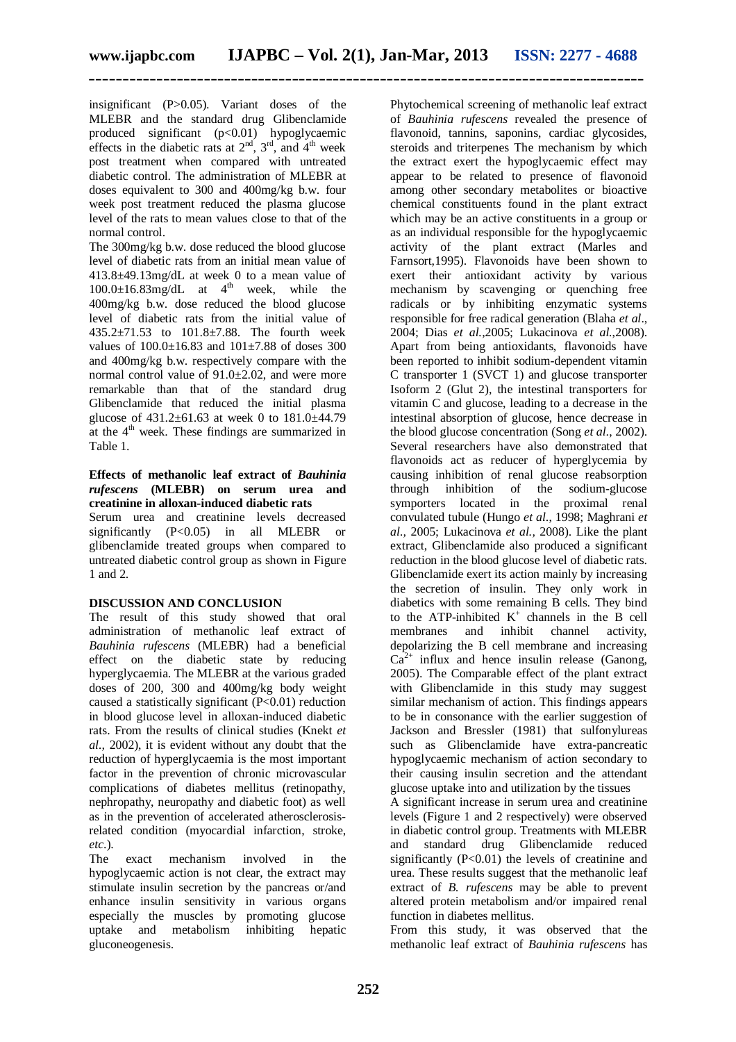insignificant (P>0.05). Variant doses of the MLEBR and the standard drug Glibenclamide produced significant (p<0.01) hypoglycaemic effects in the diabetic rats at 2$^{nd}$, 3$^{rd}$, and 4$^{th}$ week post treatment when compared with untreated diabetic control. The administration of MLEBR at doses equivalent to 300 and 400mg/kg b.w. four week post treatment reduced the plasma glucose level of the rats to mean values close to that of the normal control.

The 300mg/kg b.w. dose reduced the blood glucose level of diabetic rats from an initial mean value of 413.8±49.13mg/dL at week 0 to a mean value of 100.0±16.83mg/dL at 4$^{th}$ week, while the 400mg/kg b.w. dose reduced the blood glucose level of diabetic rats from the initial value of 435.2±71.53 to 101.8±7.88. The fourth week values of 100.0±16.83 and 101±7.88 of doses 300 and 400mg/kg b.w. respectively compare with the normal control value of 91.0±2.02, and were more remarkable than that of the standard drug Glibenclamide that reduced the initial plasma glucose of 431.2±61.63 at week 0 to 181.0±44.79 at the 4$^{th}$ week. These findings are summarized in Table 1.

**Effects of methanolic leaf extract of *Bauhinia rufescens* (MLEBR) on serum urea and creatinine in alloxan-induced diabetic rats**

Serum urea and creatinine levels decreased significantly (P<0.05) in all MLEBR or glibenclamide treated groups when compared to untreated diabetic control group as shown in Figure 1 and 2.

## DISCUSSION AND CONCLUSION

The result of this study showed that oral administration of methanolic leaf extract of *Bauhinia rufescens* (MLEBR) had a beneficial effect on the diabetic state by reducing hyperglycaemia. The MLEBR at the various graded doses of 200, 300 and 400mg/kg body weight caused a statistically significant (P<0.01) reduction in blood glucose level in alloxan-induced diabetic rats. From the results of clinical studies (Knekt *et al.*, 2002), it is evident without any doubt that the reduction of hyperglycaemia is the most important factor in the prevention of chronic microvascular complications of diabetes mellitus (retinopathy, nephropathy, neuropathy and diabetic foot) as well as in the prevention of accelerated atherosclerosis-related condition (myocardial infarction, stroke, *etc.*).

The exact mechanism involved in the hypoglycaemic action is not clear, the extract may stimulate insulin secretion by the pancreas or/and enhance insulin sensitivity in various organs especially the muscles by promoting glucose uptake and metabolism inhibiting hepatic gluconeogenesis.

Phytochemical screening of methanolic leaf extract of *Bauhinia rufescens* revealed the presence of flavonoid, tannins, saponins, cardiac glycosides, steroids and triterpenes The mechanism by which the extract exert the hypoglycaemic effect may appear to be related to presence of flavonoid among other secondary metabolites or bioactive chemical constituents found in the plant extract which may be an active constituents in a group or as an individual responsible for the hypoglycaemic activity of the plant extract (Marles and Farnsort,1995). Flavonoids have been shown to exert their antioxidant activity by various mechanism by scavenging or quenching free radicals or by inhibiting enzymatic systems responsible for free radical generation (Blaha *et al*., 2004; Dias *et al.*,2005; Lukacinova *et al.*,2008). Apart from being antioxidants, flavonoids have been reported to inhibit sodium-dependent vitamin C transporter 1 (SVCT 1) and glucose transporter Isoform 2 (Glut 2), the intestinal transporters for vitamin C and glucose, leading to a decrease in the intestinal absorption of glucose, hence decrease in the blood glucose concentration (Song *et al*., 2002). Several researchers have also demonstrated that flavonoids act as reducer of hyperglycemia by causing inhibition of renal glucose reabsorption through inhibition of the sodium-glucose symporters located in the proximal renal convulated tubule (Hungo *et al*., 1998; Maghrani *et al.,* 2005; Lukacinova *et al.*, 2008). Like the plant extract, Glibenclamide also produced a significant reduction in the blood glucose level of diabetic rats. Glibenclamide exert its action mainly by increasing the secretion of insulin. They only work in diabetics with some remaining B cells. They bind to the ATP-inhibited $K^+$ channels in the B cell membranes and inhibit channel activity, depolarizing the B cell membrane and increasing $Ca^{2+}$ influx and hence insulin release (Ganong, 2005). The Comparable effect of the plant extract with Glibenclamide in this study may suggest similar mechanism of action. This findings appears to be in consonance with the earlier suggestion of Jackson and Bressler (1981) that sulfonylureas such as Glibenclamide have extra-pancreatic hypoglycaemic mechanism of action secondary to their causing insulin secretion and the attendant glucose uptake into and utilization by the tissues

A significant increase in serum urea and creatinine levels (Figure 1 and 2 respectively) were observed in diabetic control group. Treatments with MLEBR and standard drug Glibenclamide reduced significantly (P<0.01) the levels of creatinine and urea. These results suggest that the methanolic leaf extract of *B. rufescens* may be able to prevent altered protein metabolism and/or impaired renal function in diabetes mellitus.

From this study, it was observed that the methanolic leaf extract of *Bauhinia rufescens* has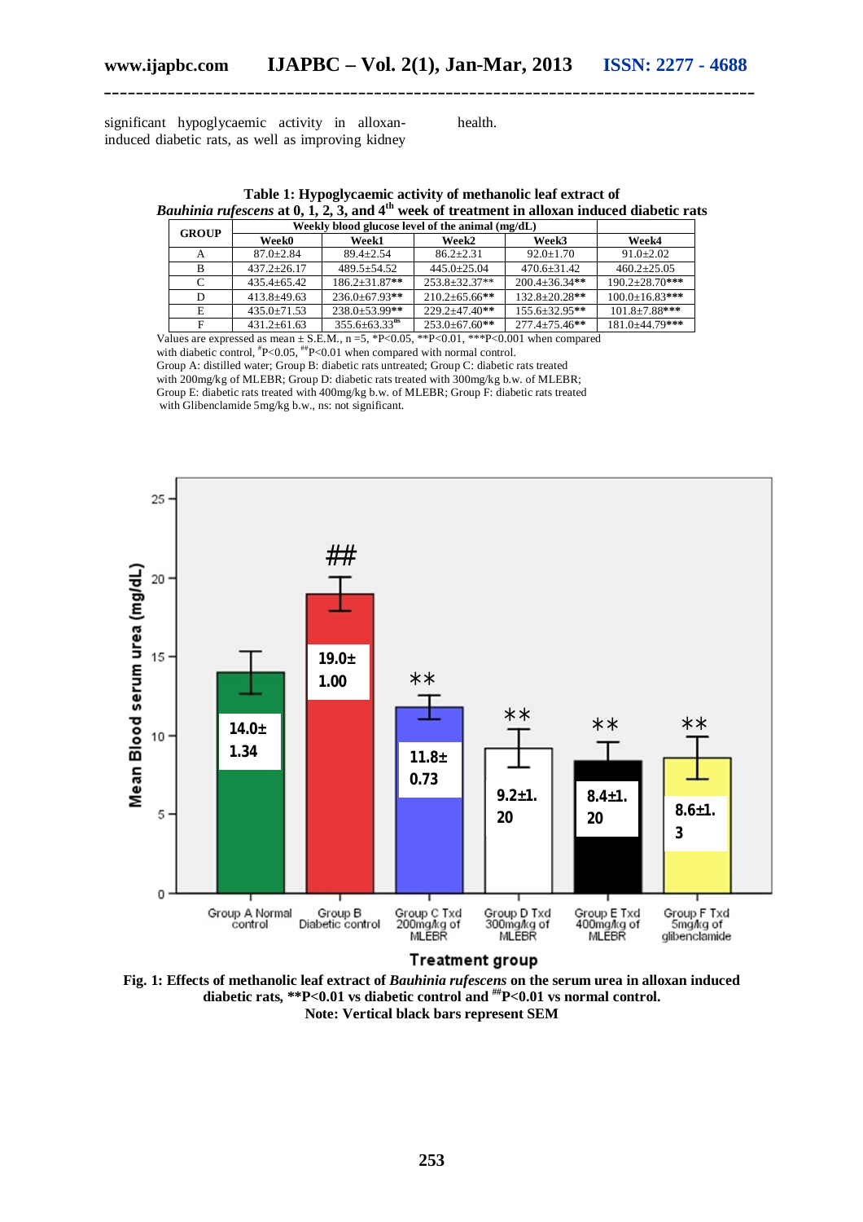significant hypoglycaemic activity in alloxan-induced diabetic rats, as well as improving kidney health.

**Table 1: Hypoglycaemic activity of methanolic leaf extract of *Bauhinia rufescens* at 0, 1, 2, 3, and 4th week of treatment in alloxan induced diabetic rats**

| GROUP | Weekly blood glucose level of the animal (mg/dL) | | | | |
|---|---|---|---|---|---|
| | Week0 | Week1 | Week2 | Week3 | Week4 |
| A | 87.0±2.84 | 89.4±2.54 | 86.2±2.31 | 92.0±1.70 | 91.0±2.02 |
| B | 437.2±26.17 | 489.5±54.52 | 445.0±25.04 | 470.6±31.42 | 460.2±25.05 |
| C | 435.4±65.42 | 186.2±31.87** | 253.8±32.37** | 200.4±36.34** | 190.2±28.70*** |
| D | 413.8±49.63 | 236.0±67.93** | 210.2±65.66** | 132.8±20.28** | 100.0±16.83*** |
| E | 435.0±71.53 | 238.0±53.99** | 229.2±47.40** | 155.6±32.95** | 101.8±7.88*** |
| F | 431.2±61.63 | 355.6±63.33ns | 253.0±67.60** | 277.4±75.46** | 181.0±44.79*** |

Values are expressed as mean ± S.E.M., n =5, *P<0.05, **P<0.01, ***P<0.001 when compared with diabetic control, #P<0.05, ##P<0.01 when compared with normal control.
Group A: distilled water; Group B: diabetic rats untreated; Group C: diabetic rats treated with 200mg/kg of MLEBR; Group D: diabetic rats treated with 300mg/kg b.w. of MLEBR; Group E: diabetic rats treated with 400mg/kg b.w. of MLEBR; Group F: diabetic rats treated with Glibenclamide 5mg/kg b.w., ns: not significant.

**Fig. 1: Effects of methanolic leaf extract of *Bauhinia rufescens* on the serum urea in alloxan induced diabetic rats, **P<0.01 vs diabetic control and ##P<0.01 vs normal control.**
**Note: Vertical black bars represent SEM**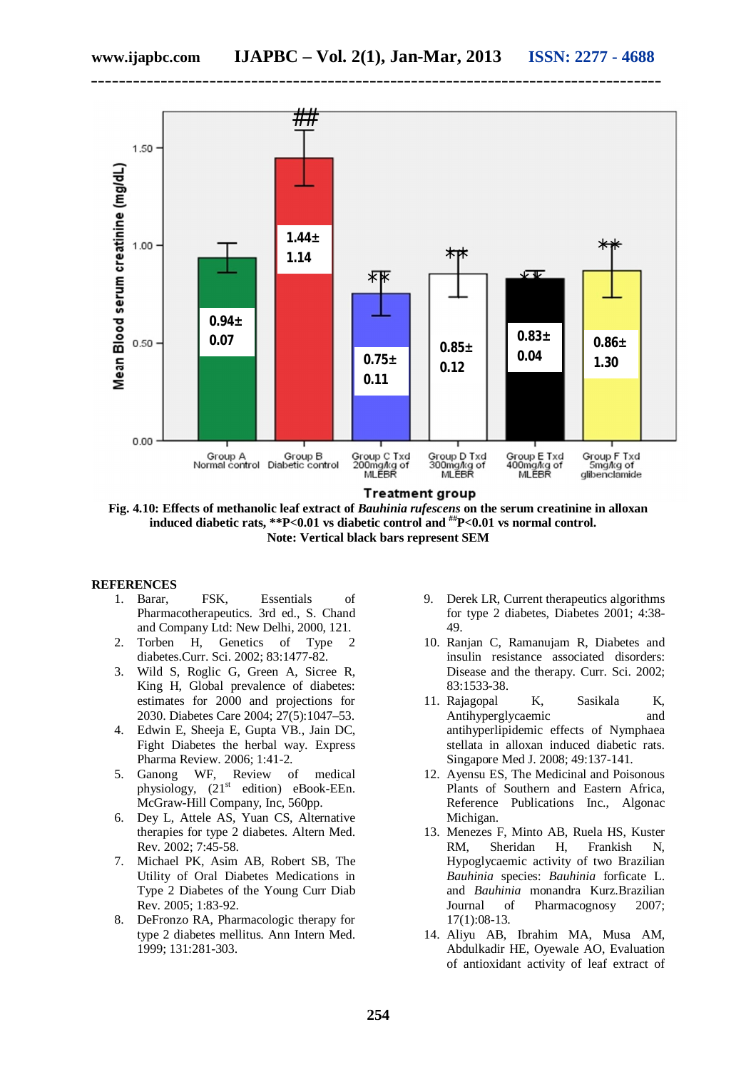Fig. 4.10: Effects of methanolic leaf extract of *Bauhinia rufescens* on the serum creatinine in alloxan induced diabetic rats, **P<0.01 vs diabetic control and ##P<0.01 vs normal control.
Note: Vertical black bars represent SEM

## REFERENCES

1. Barar, FSK, Essentials of Pharmacotherapeutics. 3rd ed., S. Chand and Company Ltd: New Delhi, 2000, 121.
2. Torben H, Genetics of Type 2 diabetes.Curr. Sci. 2002; 83:1477-82.
3. Wild S, Roglic G, Green A, Sicree R, King H, Global prevalence of diabetes: estimates for 2000 and projections for 2030. Diabetes Care 2004; 27(5):1047–53.
4. Edwin E, Sheeja E, Gupta VB., Jain DC, Fight Diabetes the herbal way. Express Pharma Review. 2006; 1:41-2.
5. Ganong WF, Review of medical physiology, (21st edition) eBook-EEn. McGraw-Hill Company, Inc, 560pp.
6. Dey L, Attele AS, Yuan CS, Alternative therapies for type 2 diabetes. Altern Med. Rev. 2002; 7:45-58.
7. Michael PK, Asim AB, Robert SB, The Utility of Oral Diabetes Medications in Type 2 Diabetes of the Young Curr Diab Rev. 2005; 1:83-92.
8. DeFronzo RA, Pharmacologic therapy for type 2 diabetes mellitus. Ann Intern Med. 1999; 131:281-303.
9. Derek LR, Current therapeutics algorithms for type 2 diabetes, Diabetes 2001; 4:38-49.
10. Ranjan C, Ramanujam R, Diabetes and insulin resistance associated disorders: Disease and the therapy. Curr. Sci. 2002; 83:1533-38.
11. Rajagopal K, Sasikala K, Antihyperglycaemic and antihyperlipidemic effects of Nymphaea stellata in alloxan induced diabetic rats. Singapore Med J. 2008; 49:137-141.
12. Ayensu ES, The Medicinal and Poisonous Plants of Southern and Eastern Africa, Reference Publications Inc., Algonac Michigan.
13. Menezes F, Minto AB, Ruela HS, Kuster RM, Sheridan H, Frankish N, Hypoglycaemic activity of two Brazilian *Bauhinia* species: *Bauhinia* forficate L. and *Bauhinia* monandra Kurz.Brazilian Journal of Pharmacognosy 2007; 17(1):08-13.
14. Aliyu AB, Ibrahim MA, Musa AM, Abdulkadir HE, Oyewale AO, Evaluation of antioxidant activity of leaf extract of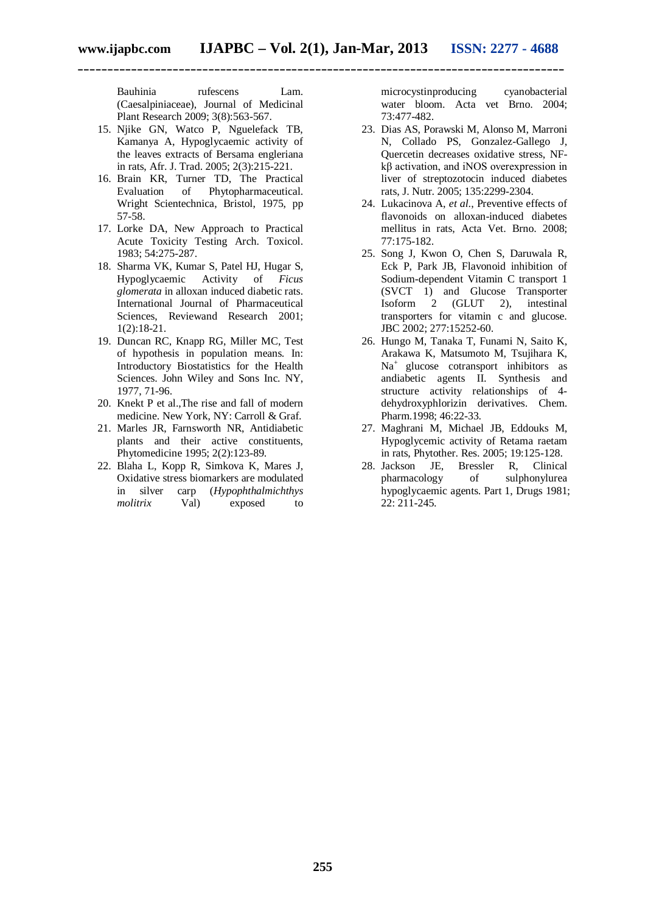Bauhinia rufescens Lam. (Caesalpiniaceae), Journal of Medicinal Plant Research 2009; 3(8):563-567.

15. Njike GN, Watco P, Nguelefack TB, Kamanya A, Hypoglycaemic activity of the leaves extracts of Bersama engleriana in rats, Afr. J. Trad. 2005; 2(3):215-221.
16. Brain KR, Turner TD, The Practical Evaluation of Phytopharmaceutical. Wright Scientechnica, Bristol, 1975, pp 57-58.
17. Lorke DA, New Approach to Practical Acute Toxicity Testing Arch. Toxicol. 1983; 54:275-287.
18. Sharma VK, Kumar S, Patel HJ, Hugar S, Hypoglycaemic Activity of *Ficus glomerata* in alloxan induced diabetic rats. International Journal of Pharmaceutical Sciences, Reviewand Research 2001; 1(2):18-21.
19. Duncan RC, Knapp RG, Miller MC, Test of hypothesis in population means. In: Introductory Biostatistics for the Health Sciences. John Wiley and Sons Inc. NY, 1977, 71-96.
20. Knekt P et al.,The rise and fall of modern medicine. New York, NY: Carroll & Graf.
21. Marles JR, Farnsworth NR, Antidiabetic plants and their active constituents, Phytomedicine 1995; 2(2):123-89.
22. Blaha L, Kopp R, Simkova K, Mares J, Oxidative stress biomarkers are modulated in silver carp (*Hypophthalmichthys molitrix* Val) exposed to microcystinproducing cyanobacterial water bloom. Acta vet Brno. 2004; 73:477-482.
23. Dias AS, Porawski M, Alonso M, Marroni N, Collado PS, Gonzalez-Gallego J, Quercetin decreases oxidative stress, NF-kβ activation, and iNOS overexpression in liver of streptozotocin induced diabetes rats, J. Nutr. 2005; 135:2299-2304.
24. Lukacinova A, *et al*., Preventive effects of flavonoids on alloxan-induced diabetes mellitus in rats, Acta Vet. Brno. 2008; 77:175-182.
25. Song J, Kwon O, Chen S, Daruwala R, Eck P, Park JB, Flavonoid inhibition of Sodium-dependent Vitamin C transport 1 (SVCT 1) and Glucose Transporter Isoform 2 (GLUT 2), intestinal transporters for vitamin c and glucose. JBC 2002; 277:15252-60.
26. Hungo M, Tanaka T, Funami N, Saito K, Arakawa K, Matsumoto M, Tsujihara K, $Na^{+}$ glucose cotransport inhibitors as andiabetic agents II. Synthesis and structure activity relationships of 4-dehydroxyphlorizin derivatives. Chem. Pharm.1998; 46:22-33.
27. Maghrani M, Michael JB, Eddouks M, Hypoglycemic activity of Retama raetam in rats, Phytother. Res. 2005; 19:125-128.
28. Jackson JE, Bressler R, Clinical pharmacology of sulphonylurea hypoglycaemic agents. Part 1, Drugs 1981; 22: 211-245.